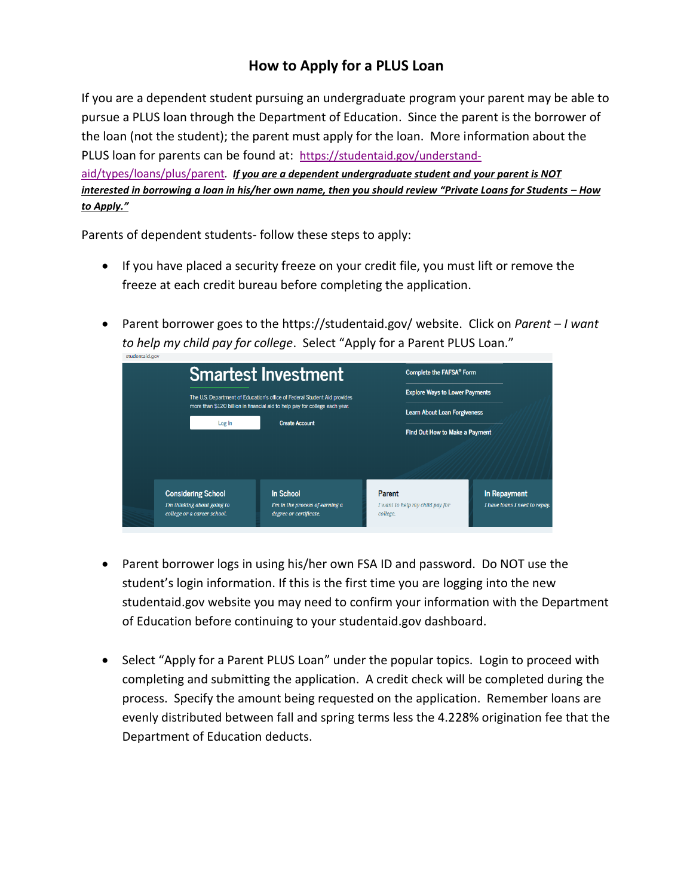# How to Apply for a PLUS Loan

If you are a dependent student pursuing an undergraduate program your parent may be able to pursue a PLUS loan through the Department of Education. Since the parent is the borrower of the loan (not the student); the parent must apply for the loan. More information about the PLUS loan for parents can be found at: [https://studentaid.gov/understand-aid/types/loans/plus/parent](https://studentaid.gov/understand-aid/types/loans/plus/parent). ***If you are a dependent undergraduate student and your parent is NOT interested in borrowing a loan in his/her own name, then you should review "Private Loans for Students – How to Apply."***

Parents of dependent students- follow these steps to apply:

- If you have placed a security freeze on your credit file, you must lift or remove the freeze at each credit bureau before completing the application.

- Parent borrower goes to the https://studentaid.gov/ website. Click on *Parent – I want to help my child pay for college*. Select "Apply for a Parent PLUS Loan."

- Parent borrower logs in using his/her own FSA ID and password. Do NOT use the student's login information. If this is the first time you are logging into the new studentaid.gov website you may need to confirm your information with the Department of Education before continuing to your studentaid.gov dashboard.

- Select "Apply for a Parent PLUS Loan" under the popular topics. Login to proceed with completing and submitting the application. A credit check will be completed during the process. Specify the amount being requested on the application. Remember loans are evenly distributed between fall and spring terms less the 4.228% origination fee that the Department of Education deducts.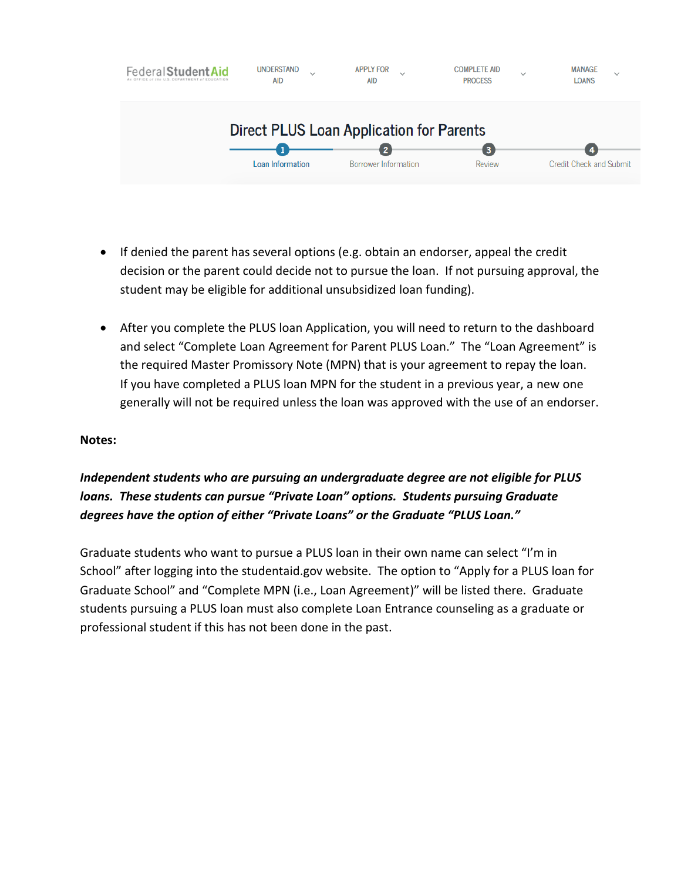FederalStudentAid | UNDERSTAND AID | APPLY FOR AID | COMPLETE AID PROCESS | MANAGE LOANS

Direct PLUS Loan Application for Parents

1 Loan Information — 2 Borrower Information — 3 Review — 4 Credit Check and Submit

- If denied the parent has several options (e.g. obtain an endorser, appeal the credit decision or the parent could decide not to pursue the loan. If not pursuing approval, the student may be eligible for additional unsubsidized loan funding).

- After you complete the PLUS loan Application, you will need to return to the dashboard and select "Complete Loan Agreement for Parent PLUS Loan." The "Loan Agreement" is the required Master Promissory Note (MPN) that is your agreement to repay the loan. If you have completed a PLUS loan MPN for the student in a previous year, a new one generally will not be required unless the loan was approved with the use of an endorser.

**Notes:**

***Independent students who are pursuing an undergraduate degree are not eligible for PLUS loans. These students can pursue "Private Loan" options. Students pursuing Graduate degrees have the option of either "Private Loans" or the Graduate "PLUS Loan."***

Graduate students who want to pursue a PLUS loan in their own name can select "I'm in School" after logging into the studentaid.gov website. The option to "Apply for a PLUS loan for Graduate School" and "Complete MPN (i.e., Loan Agreement)" will be listed there. Graduate students pursuing a PLUS loan must also complete Loan Entrance counseling as a graduate or professional student if this has not been done in the past.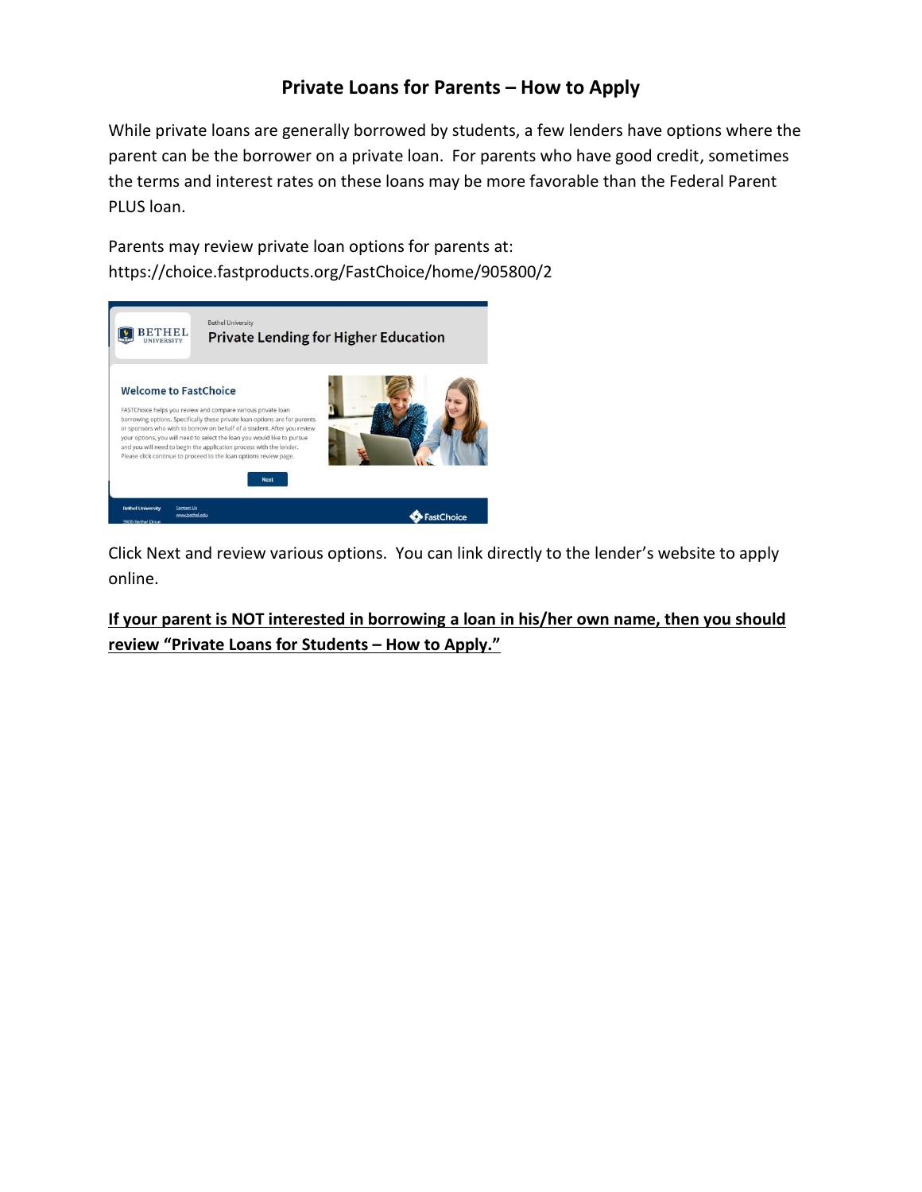## Private Loans for Parents – How to Apply

While private loans are generally borrowed by students, a few lenders have options where the parent can be the borrower on a private loan. For parents who have good credit, sometimes the terms and interest rates on these loans may be more favorable than the Federal Parent PLUS loan.

Parents may review private loan options for parents at:
https://choice.fastproducts.org/FastChoice/home/905800/2

Click Next and review various options. You can link directly to the lender's website to apply online.

**If your parent is NOT interested in borrowing a loan in his/her own name, then you should review "Private Loans for Students – How to Apply."**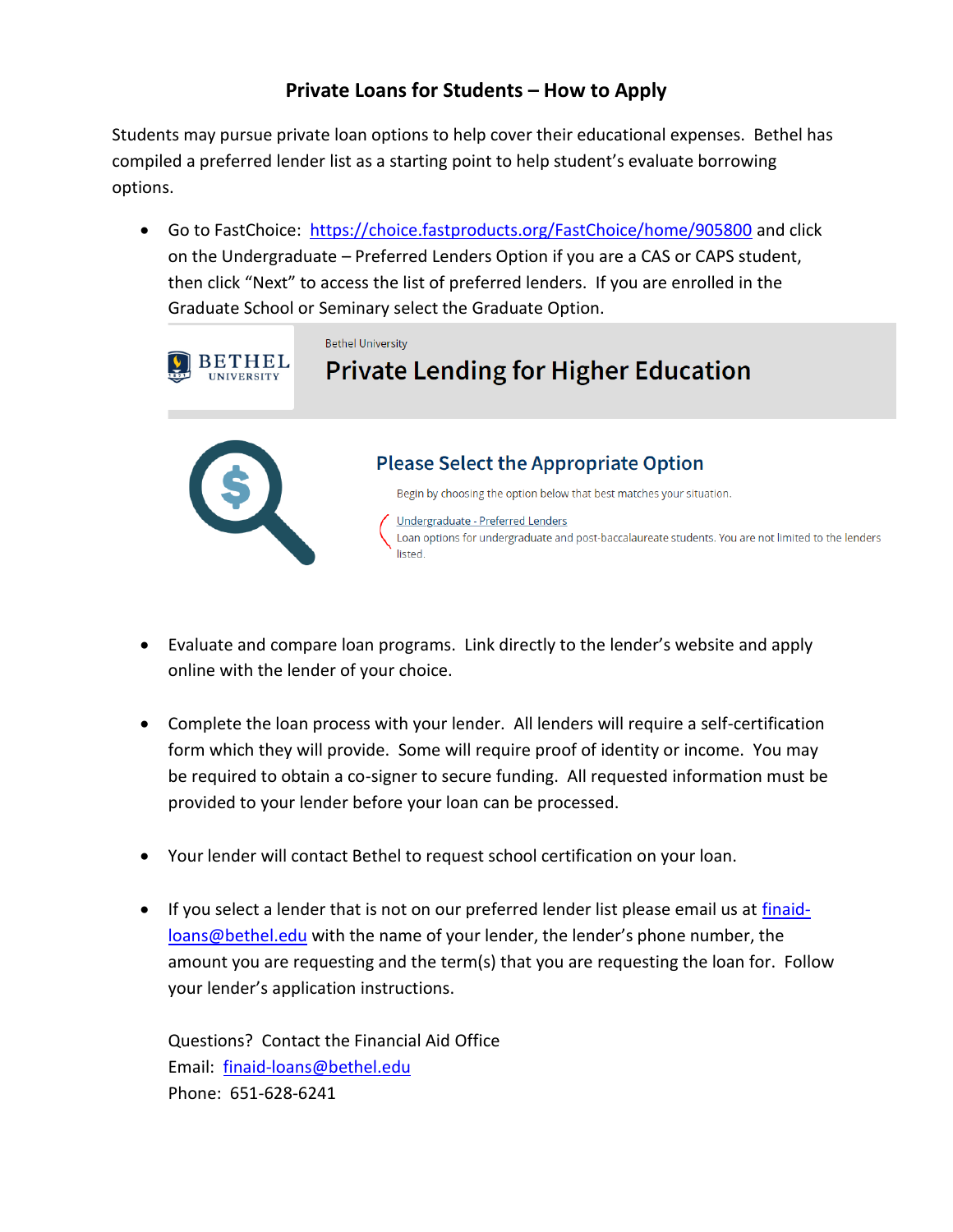## Private Loans for Students – How to Apply

Students may pursue private loan options to help cover their educational expenses. Bethel has compiled a preferred lender list as a starting point to help student's evaluate borrowing options.

- Go to FastChoice: [https://choice.fastproducts.org/FastChoice/home/905800](https://choice.fastproducts.org/FastChoice/home/905800) and click on the Undergraduate – Preferred Lenders Option if you are a CAS or CAPS student, then click "Next" to access the list of preferred lenders. If you are enrolled in the Graduate School or Seminary select the Graduate Option.

  Bethel University

  **Private Lending for Higher Education**

  **Please Select the Appropriate Option**

  Begin by choosing the option below that best matches your situation.

  Undergraduate - Preferred Lenders
  Loan options for undergraduate and post-baccalaureate students. You are not limited to the lenders listed.

- Evaluate and compare loan programs. Link directly to the lender's website and apply online with the lender of your choice.

- Complete the loan process with your lender. All lenders will require a self-certification form which they will provide. Some will require proof of identity or income. You may be required to obtain a co-signer to secure funding. All requested information must be provided to your lender before your loan can be processed.

- Your lender will contact Bethel to request school certification on your loan.

- If you select a lender that is not on our preferred lender list please email us at [finaid-loans@bethel.edu](mailto:finaid-loans@bethel.edu) with the name of your lender, the lender's phone number, the amount you are requesting and the term(s) that you are requesting the loan for. Follow your lender's application instructions.

  Questions? Contact the Financial Aid Office
  Email: [finaid-loans@bethel.edu](mailto:finaid-loans@bethel.edu)
  Phone: 651-628-6241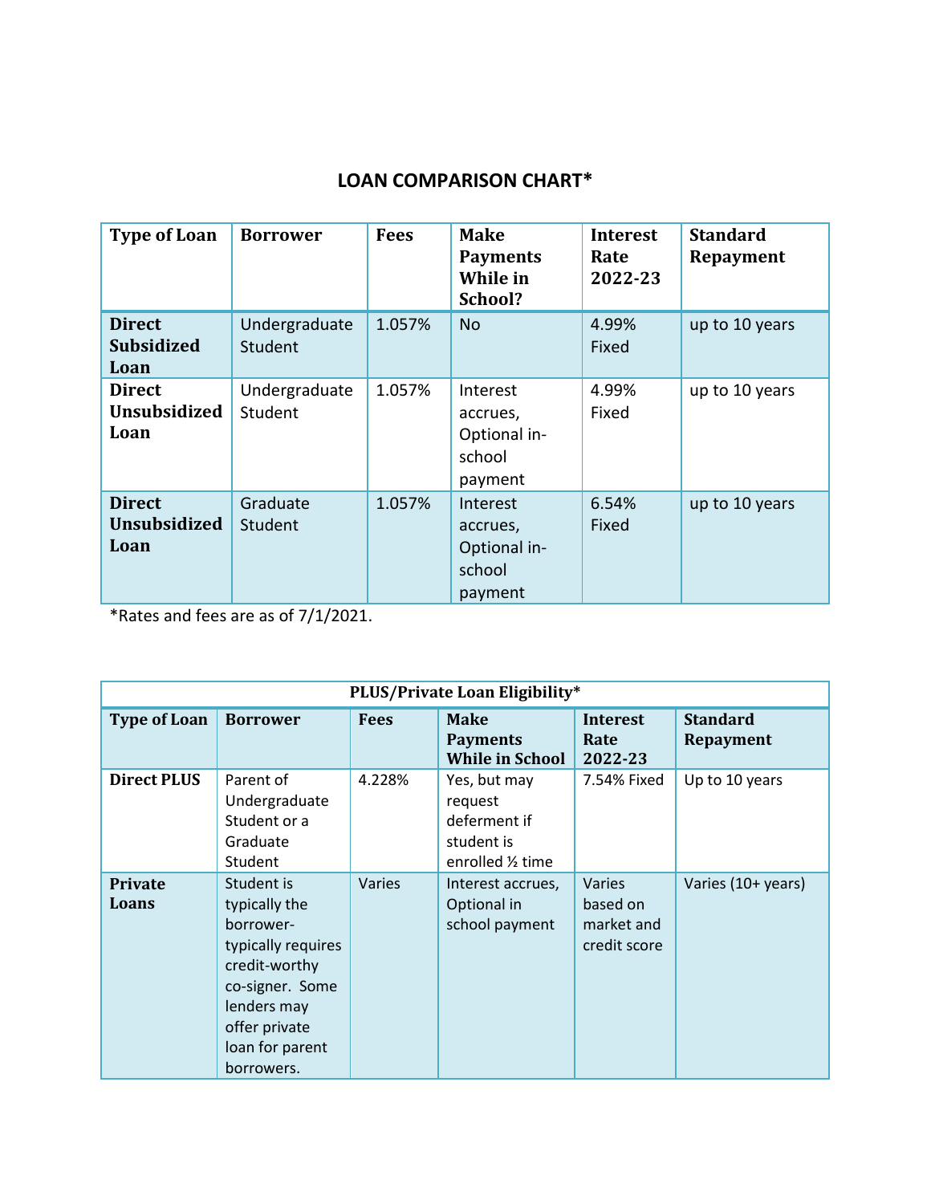## LOAN COMPARISON CHART*

| Type of Loan | Borrower | Fees | Make Payments While in School? | Interest Rate 2022-23 | Standard Repayment |
|---|---|---|---|---|---|
| **Direct Subsidized Loan** | Undergraduate Student | 1.057% | No | 4.99% Fixed | up to 10 years |
| **Direct Unsubsidized Loan** | Undergraduate Student | 1.057% | Interest accrues, Optional in-school payment | 4.99% Fixed | up to 10 years |
| **Direct Unsubsidized Loan** | Graduate Student | 1.057% | Interest accrues, Optional in-school payment | 6.54% Fixed | up to 10 years |

*Rates and fees are as of 7/1/2021.

| PLUS/Private Loan Eligibility* | | | | | |
|---|---|---|---|---|---|
| **Type of Loan** | **Borrower** | **Fees** | **Make Payments While in School** | **Interest Rate 2022-23** | **Standard Repayment** |
| **Direct PLUS** | Parent of Undergraduate Student or a Graduate Student | 4.228% | Yes, but may request deferment if student is enrolled ½ time | 7.54% Fixed | Up to 10 years |
| **Private Loans** | Student is typically the borrower- typically requires credit-worthy co-signer. Some lenders may offer private loan for parent borrowers. | Varies | Interest accrues, Optional in school payment | Varies based on market and credit score | Varies (10+ years) |